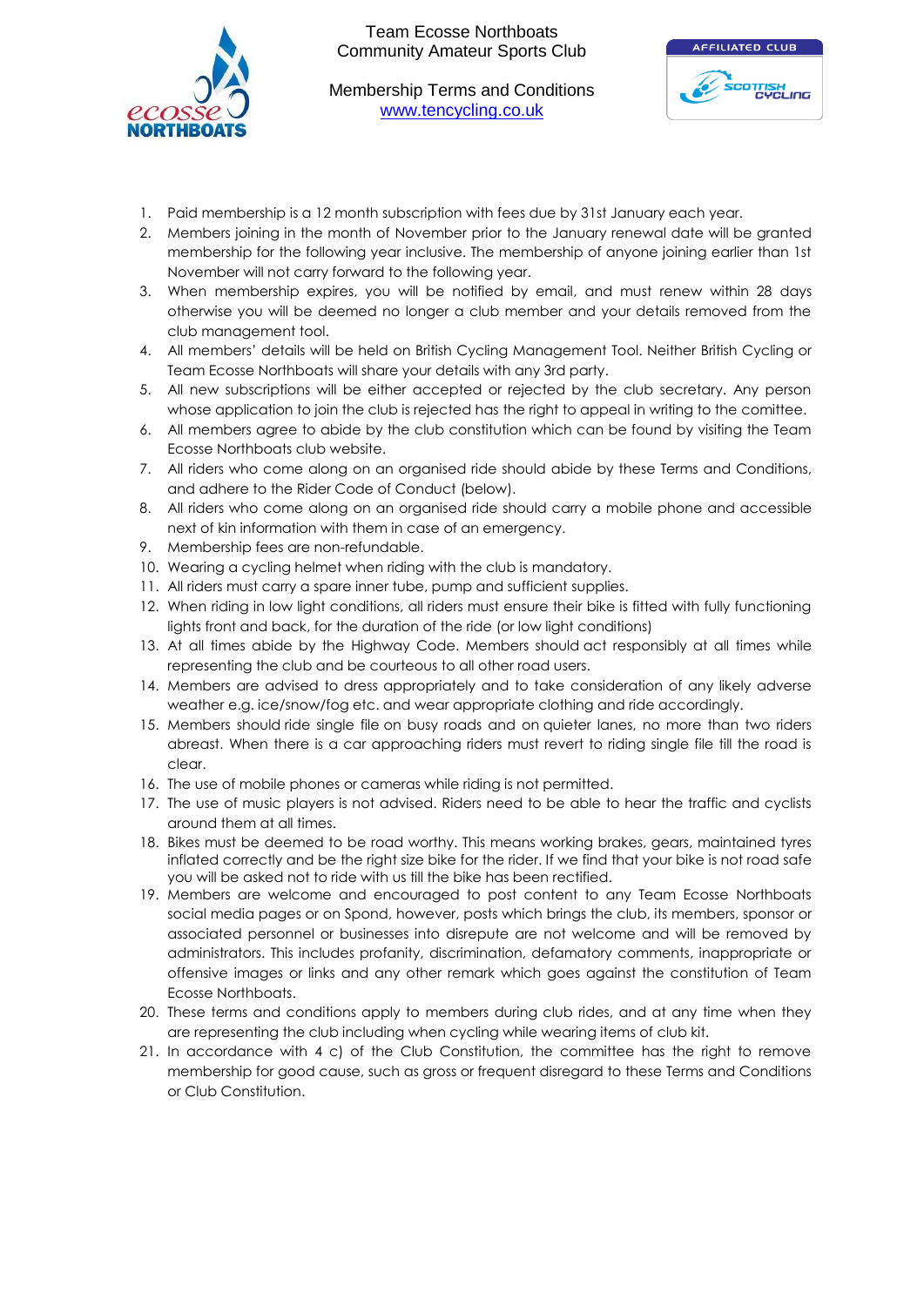# Team Ecosse Northboats
## Community Amateur Sports Club

### Membership Terms and Conditions

www.tencycling.co.uk

1. Paid membership is a 12 month subscription with fees due by 31st January each year.
2. Members joining in the month of November prior to the January renewal date will be granted membership for the following year inclusive. The membership of anyone joining earlier than 1st November will not carry forward to the following year.
3. When membership expires, you will be notified by email, and must renew within 28 days otherwise you will be deemed no longer a club member and your details removed from the club management tool.
4. All members' details will be held on British Cycling Management Tool. Neither British Cycling or Team Ecosse Northboats will share your details with any 3rd party.
5. All new subscriptions will be either accepted or rejected by the club secretary. Any person whose application to join the club is rejected has the right to appeal in writing to the comittee.
6. All members agree to abide by the club constitution which can be found by visiting the Team Ecosse Northboats club website.
7. All riders who come along on an organised ride should abide by these Terms and Conditions, and adhere to the Rider Code of Conduct (below).
8. All riders who come along on an organised ride should carry a mobile phone and accessible next of kin information with them in case of an emergency.
9. Membership fees are non-refundable.
10. Wearing a cycling helmet when riding with the club is mandatory.
11. All riders must carry a spare inner tube, pump and sufficient supplies.
12. When riding in low light conditions, all riders must ensure their bike is fitted with fully functioning lights front and back, for the duration of the ride (or low light conditions)
13. At all times abide by the Highway Code. Members should act responsibly at all times while representing the club and be courteous to all other road users.
14. Members are advised to dress appropriately and to take consideration of any likely adverse weather e.g. ice/snow/fog etc. and wear appropriate clothing and ride accordingly.
15. Members should ride single file on busy roads and on quieter lanes, no more than two riders abreast. When there is a car approaching riders must revert to riding single file till the road is clear.
16. The use of mobile phones or cameras while riding is not permitted.
17. The use of music players is not advised. Riders need to be able to hear the traffic and cyclists around them at all times.
18. Bikes must be deemed to be road worthy. This means working brakes, gears, maintained tyres inflated correctly and be the right size bike for the rider. If we find that your bike is not road safe you will be asked not to ride with us till the bike has been rectified.
19. Members are welcome and encouraged to post content to any Team Ecosse Northboats social media pages or on Spond, however, posts which brings the club, its members, sponsor or associated personnel or businesses into disrepute are not welcome and will be removed by administrators. This includes profanity, discrimination, defamatory comments, inappropriate or offensive images or links and any other remark which goes against the constitution of Team Ecosse Northboats.
20. These terms and conditions apply to members during club rides, and at any time when they are representing the club including when cycling while wearing items of club kit.
21. In accordance with 4 c) of the Club Constitution, the committee has the right to remove membership for good cause, such as gross or frequent disregard to these Terms and Conditions or Club Constitution.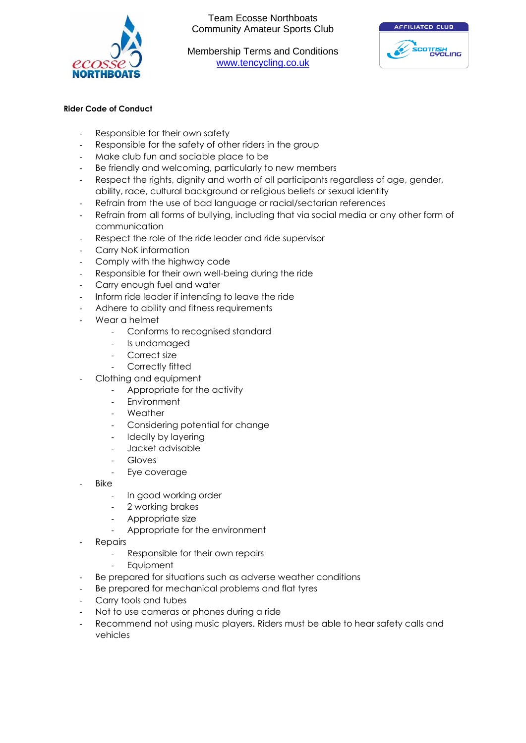Team Ecosse Northboats
Community Amateur Sports Club

Membership Terms and Conditions
www.tencycling.co.uk

**Rider Code of Conduct**

- Responsible for their own safety
- Responsible for the safety of other riders in the group
- Make club fun and sociable place to be
- Be friendly and welcoming, particularly to new members
- Respect the rights, dignity and worth of all participants regardless of age, gender, ability, race, cultural background or religious beliefs or sexual identity
- Refrain from the use of bad language or racial/sectarian references
- Refrain from all forms of bullying, including that via social media or any other form of communication
- Respect the role of the ride leader and ride supervisor
- Carry NoK information
- Comply with the highway code
- Responsible for their own well-being during the ride
- Carry enough fuel and water
- Inform ride leader if intending to leave the ride
- Adhere to ability and fitness requirements
- Wear a helmet
  - Conforms to recognised standard
  - Is undamaged
  - Correct size
  - Correctly fitted
- Clothing and equipment
  - Appropriate for the activity
  - Environment
  - Weather
  - Considering potential for change
  - Ideally by layering
  - Jacket advisable
  - Gloves
  - Eye coverage
- Bike
  - In good working order
  - 2 working brakes
  - Appropriate size
  - Appropriate for the environment
- Repairs
  - Responsible for their own repairs
  - Equipment
- Be prepared for situations such as adverse weather conditions
- Be prepared for mechanical problems and flat tyres
- Carry tools and tubes
- Not to use cameras or phones during a ride
- Recommend not using music players. Riders must be able to hear safety calls and vehicles